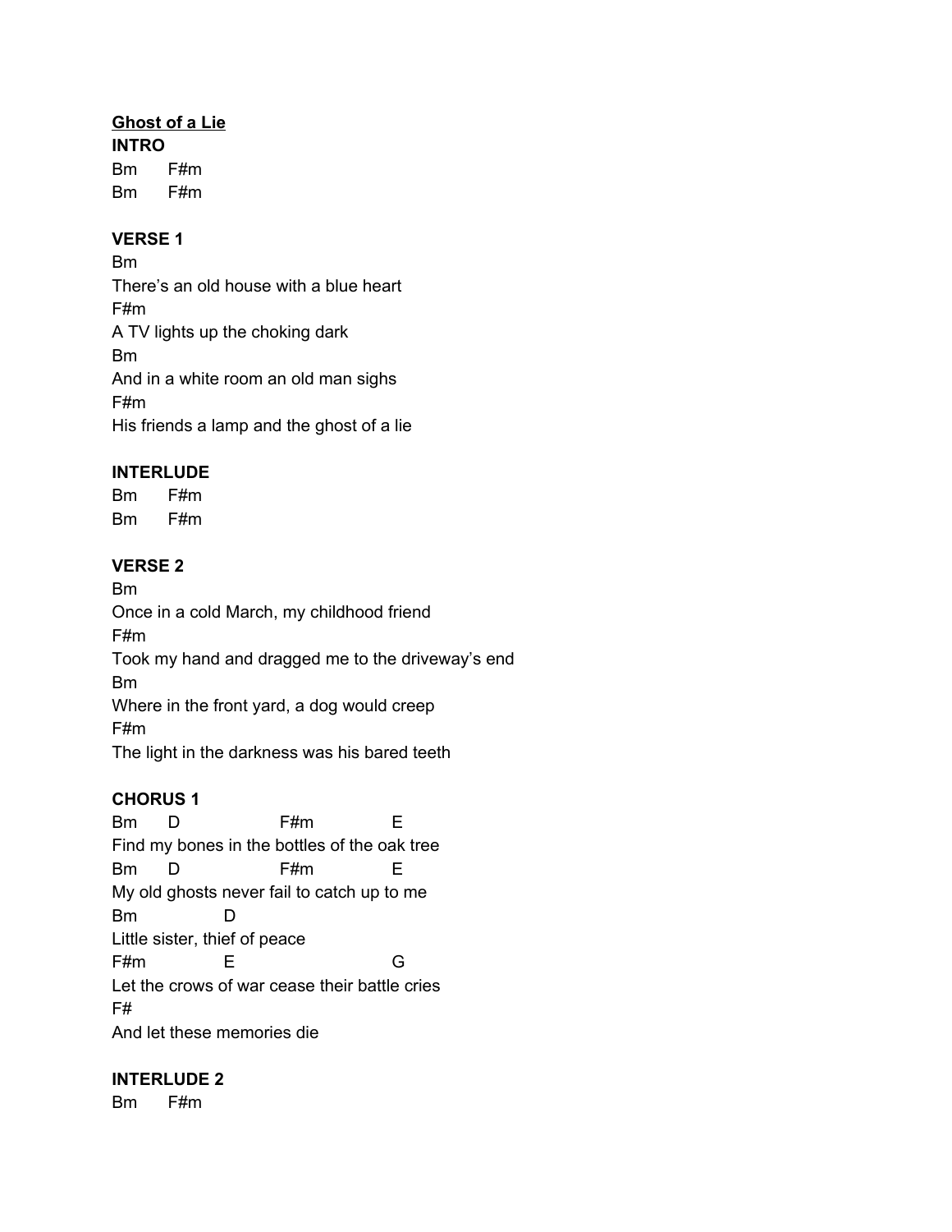**<u>Ghost of a Lie</u>**

**INTRO**

```
Bm      F#m
Bm      F#m
```

**VERSE 1**

```
Bm
There's an old house with a blue heart
F#m
A TV lights up the choking dark
Bm
And in a white room an old man sighs
F#m
His friends a lamp and the ghost of a lie
```

**INTERLUDE**

```
Bm      F#m
Bm      F#m
```

**VERSE 2**

```
Bm
Once in a cold March, my childhood friend
F#m
Took my hand and dragged me to the driveway's end
Bm
Where in the front yard, a dog would creep
F#m
The light in the darkness was his bared teeth
```

**CHORUS 1**

```
Bm      D                F#m            E
Find my bones in the bottles of the oak tree
Bm      D                F#m            E
My old ghosts never fail to catch up to me
Bm              D
Little sister, thief of peace
F#m             E                        G
Let the crows of war cease their battle cries
F#
And let these memories die
```

**INTERLUDE 2**

```
Bm      F#m
```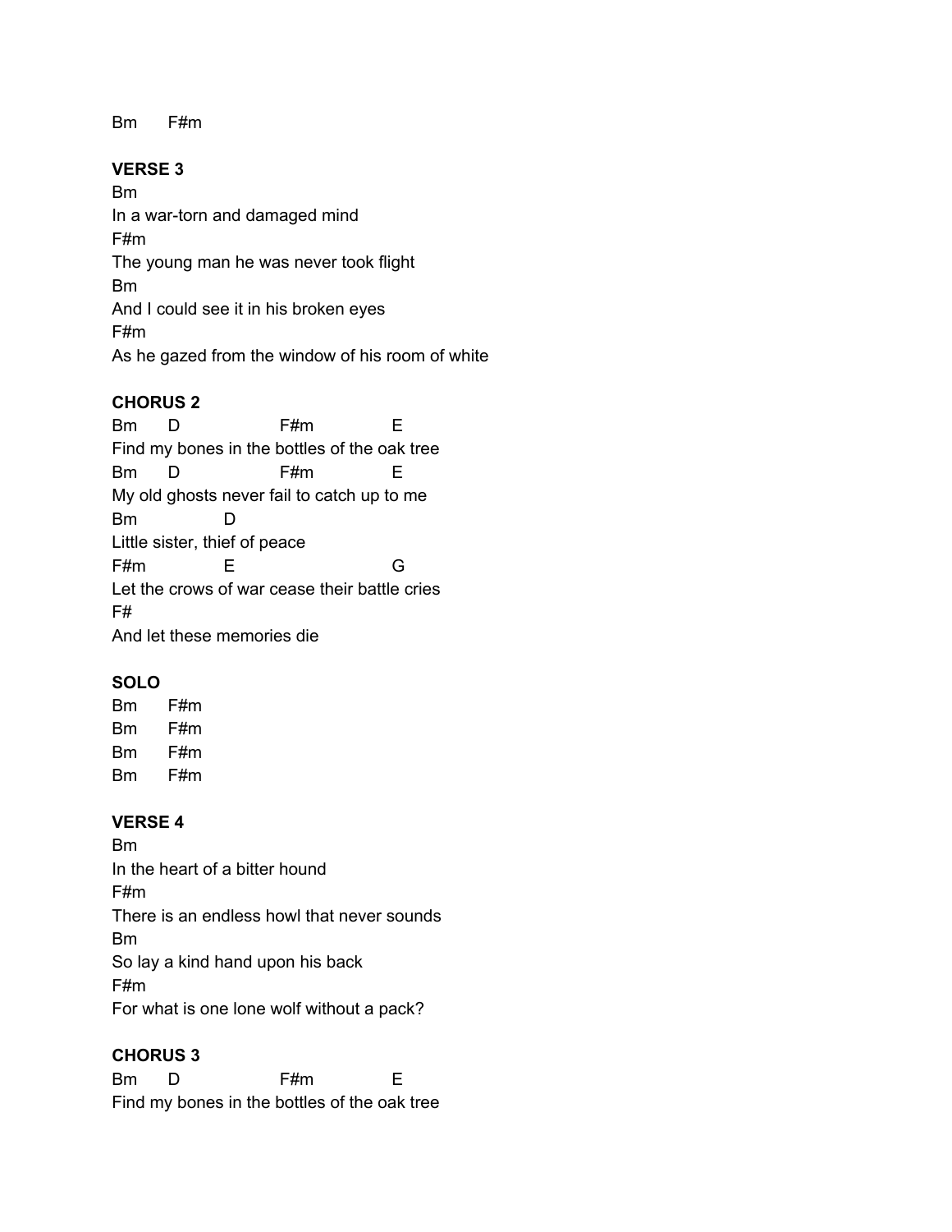```
Bm      F#m
```

**VERSE 3**

```
Bm
In a war-torn and damaged mind
F#m
The young man he was never took flight
Bm
And I could see it in his broken eyes
F#m
As he gazed from the window of his room of white
```

**CHORUS 2**

```
Bm      D                  F#m              E
Find my bones in the bottles of the oak tree
Bm      D                  F#m              E
My old ghosts never fail to catch up to me
Bm              D
Little sister, thief of peace
F#m             E                          G
Let the crows of war cease their battle cries
F#
And let these memories die
```

**SOLO**

```
Bm      F#m
Bm      F#m
Bm      F#m
Bm      F#m
```

**VERSE 4**

```
Bm
In the heart of a bitter hound
F#m
There is an endless howl that never sounds
Bm
So lay a kind hand upon his back
F#m
For what is one lone wolf without a pack?
```

**CHORUS 3**

```
Bm      D                  F#m              E
Find my bones in the bottles of the oak tree
```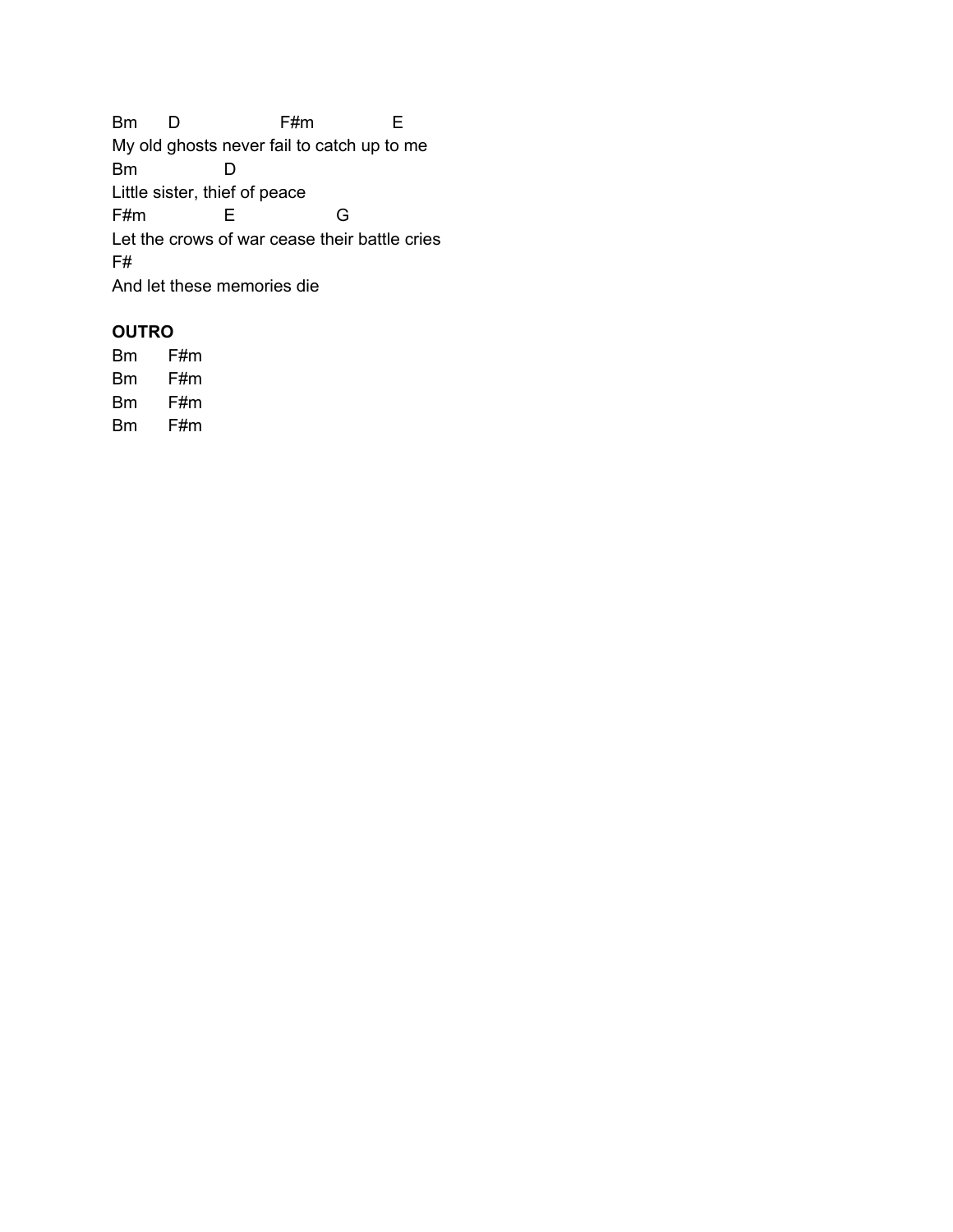```
Bm      D                   F#m               E
My old ghosts never fail to catch up to me
Bm                D
Little sister, thief of peace
F#m               E                   G
Let the crows of war cease their battle cries
F#
And let these memories die
```

**OUTRO**

```
Bm      F#m
Bm      F#m
Bm      F#m
Bm      F#m
```